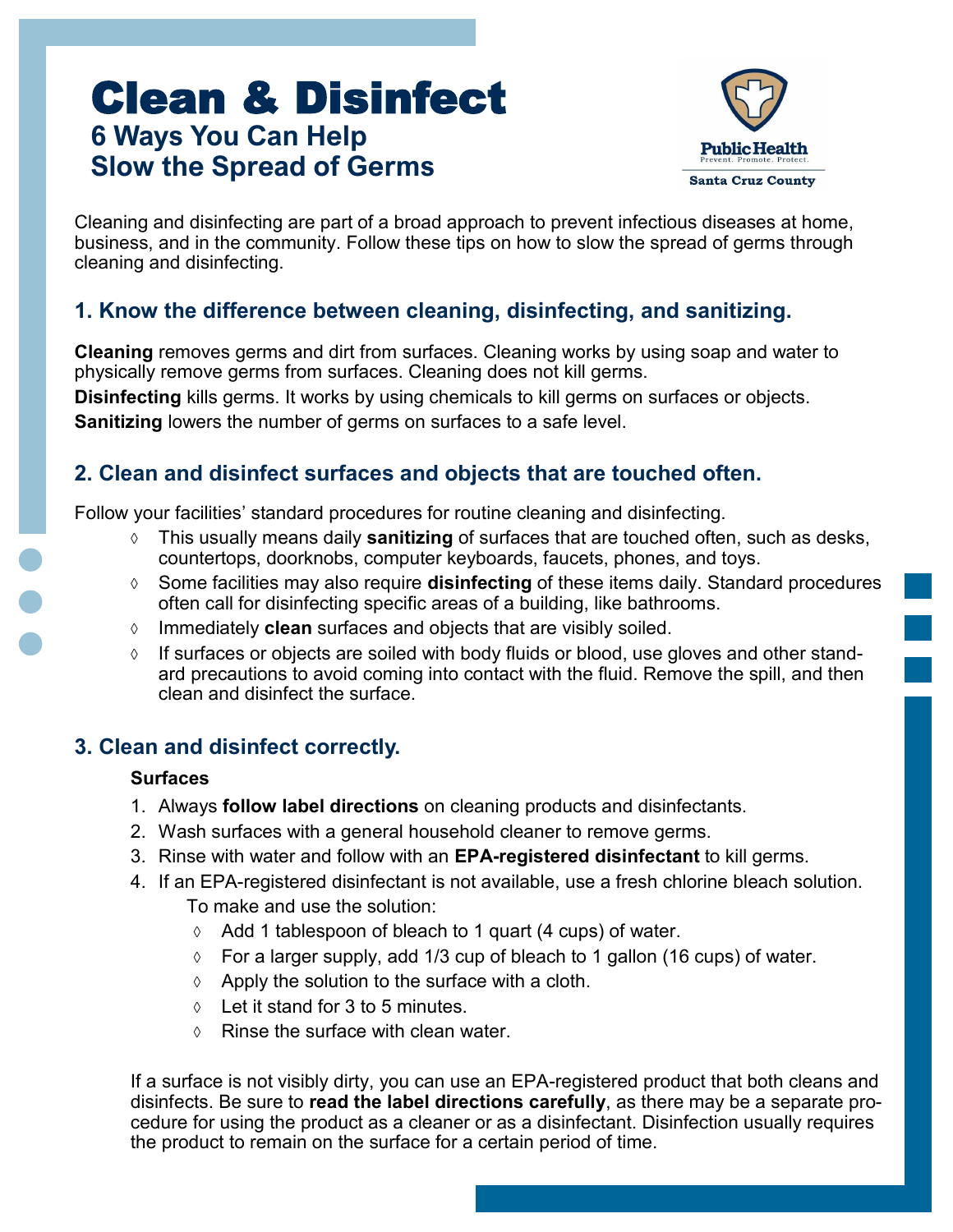# Clean & Disinfect

## 6 Ways You Can Help Slow the Spread of Germs

Public Health
Prevent. Promote. Protect.
Santa Cruz County

Cleaning and disinfecting are part of a broad approach to prevent infectious diseases at home, business, and in the community. Follow these tips on how to slow the spread of germs through cleaning and disinfecting.

### 1. Know the difference between cleaning, disinfecting, and sanitizing.

**Cleaning** removes germs and dirt from surfaces. Cleaning works by using soap and water to physically remove germs from surfaces. Cleaning does not kill germs.

**Disinfecting** kills germs. It works by using chemicals to kill germs on surfaces or objects.

**Sanitizing** lowers the number of germs on surfaces to a safe level.

### 2. Clean and disinfect surfaces and objects that are touched often.

Follow your facilities' standard procedures for routine cleaning and disinfecting.

- This usually means daily **sanitizing** of surfaces that are touched often, such as desks, countertops, doorknobs, computer keyboards, faucets, phones, and toys.
- Some facilities may also require **disinfecting** of these items daily. Standard procedures often call for disinfecting specific areas of a building, like bathrooms.
- Immediately **clean** surfaces and objects that are visibly soiled.
- If surfaces or objects are soiled with body fluids or blood, use gloves and other standard precautions to avoid coming into contact with the fluid. Remove the spill, and then clean and disinfect the surface.

### 3. Clean and disinfect correctly.

**Surfaces**

1. Always **follow label directions** on cleaning products and disinfectants.
2. Wash surfaces with a general household cleaner to remove germs.
3. Rinse with water and follow with an **EPA-registered disinfectant** to kill germs.
4. If an EPA-registered disinfectant is not available, use a fresh chlorine bleach solution.
   To make and use the solution:
   - Add 1 tablespoon of bleach to 1 quart (4 cups) of water.
   - For a larger supply, add 1/3 cup of bleach to 1 gallon (16 cups) of water.
   - Apply the solution to the surface with a cloth.
   - Let it stand for 3 to 5 minutes.
   - Rinse the surface with clean water.

If a surface is not visibly dirty, you can use an EPA-registered product that both cleans and disinfects. Be sure to **read the label directions carefully**, as there may be a separate procedure for using the product as a cleaner or as a disinfectant. Disinfection usually requires the product to remain on the surface for a certain period of time.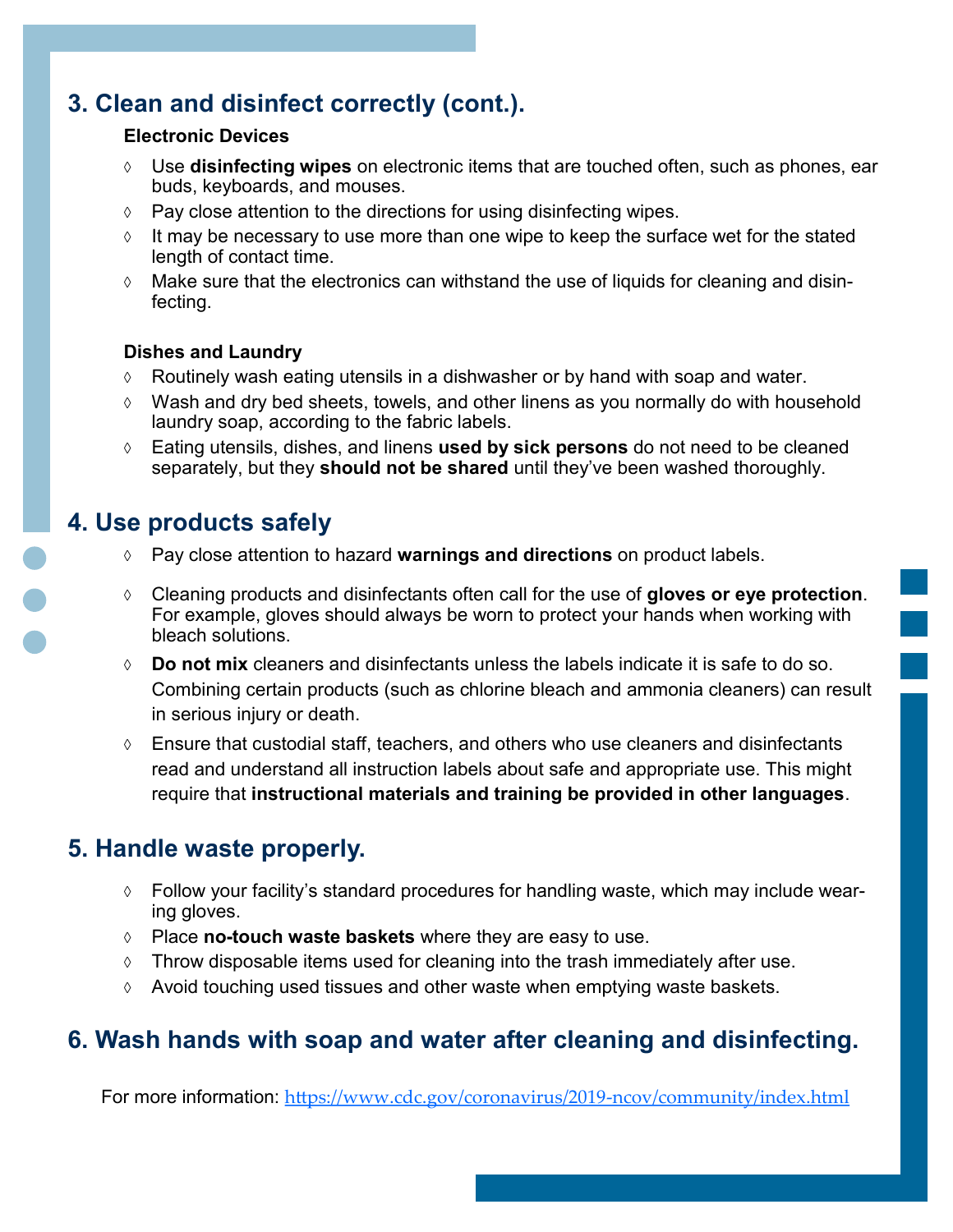## 3. Clean and disinfect correctly (cont.).

**Electronic Devices**

- Use **disinfecting wipes** on electronic items that are touched often, such as phones, ear buds, keyboards, and mouses.
- Pay close attention to the directions for using disinfecting wipes.
- It may be necessary to use more than one wipe to keep the surface wet for the stated length of contact time.
- Make sure that the electronics can withstand the use of liquids for cleaning and disinfecting.

**Dishes and Laundry**

- Routinely wash eating utensils in a dishwasher or by hand with soap and water.
- Wash and dry bed sheets, towels, and other linens as you normally do with household laundry soap, according to the fabric labels.
- Eating utensils, dishes, and linens **used by sick persons** do not need to be cleaned separately, but they **should not be shared** until they've been washed thoroughly.

## 4. Use products safely

- Pay close attention to hazard **warnings and directions** on product labels.
- Cleaning products and disinfectants often call for the use of **gloves or eye protection**. For example, gloves should always be worn to protect your hands when working with bleach solutions.
- **Do not mix** cleaners and disinfectants unless the labels indicate it is safe to do so. Combining certain products (such as chlorine bleach and ammonia cleaners) can result in serious injury or death.
- Ensure that custodial staff, teachers, and others who use cleaners and disinfectants read and understand all instruction labels about safe and appropriate use. This might require that **instructional materials and training be provided in other languages**.

## 5. Handle waste properly.

- Follow your facility's standard procedures for handling waste, which may include wearing gloves.
- Place **no-touch waste baskets** where they are easy to use.
- Throw disposable items used for cleaning into the trash immediately after use.
- Avoid touching used tissues and other waste when emptying waste baskets.

## 6. Wash hands with soap and water after cleaning and disinfecting.

For more information: https://www.cdc.gov/coronavirus/2019-ncov/community/index.html